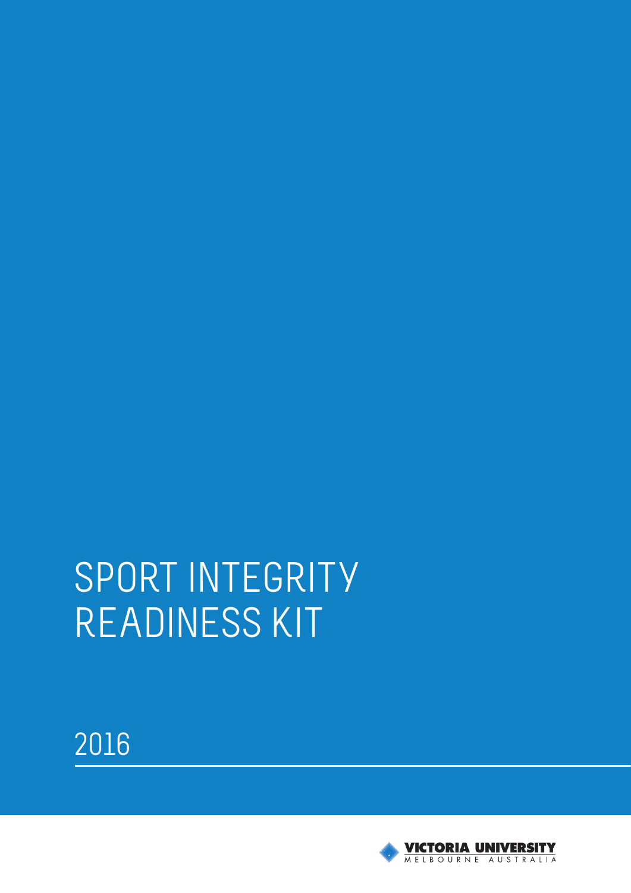# SPORT INTEGRITY READINESS KIT

2016

VICTORIA UNIVERSITY
MELBOURNE AUSTRALIA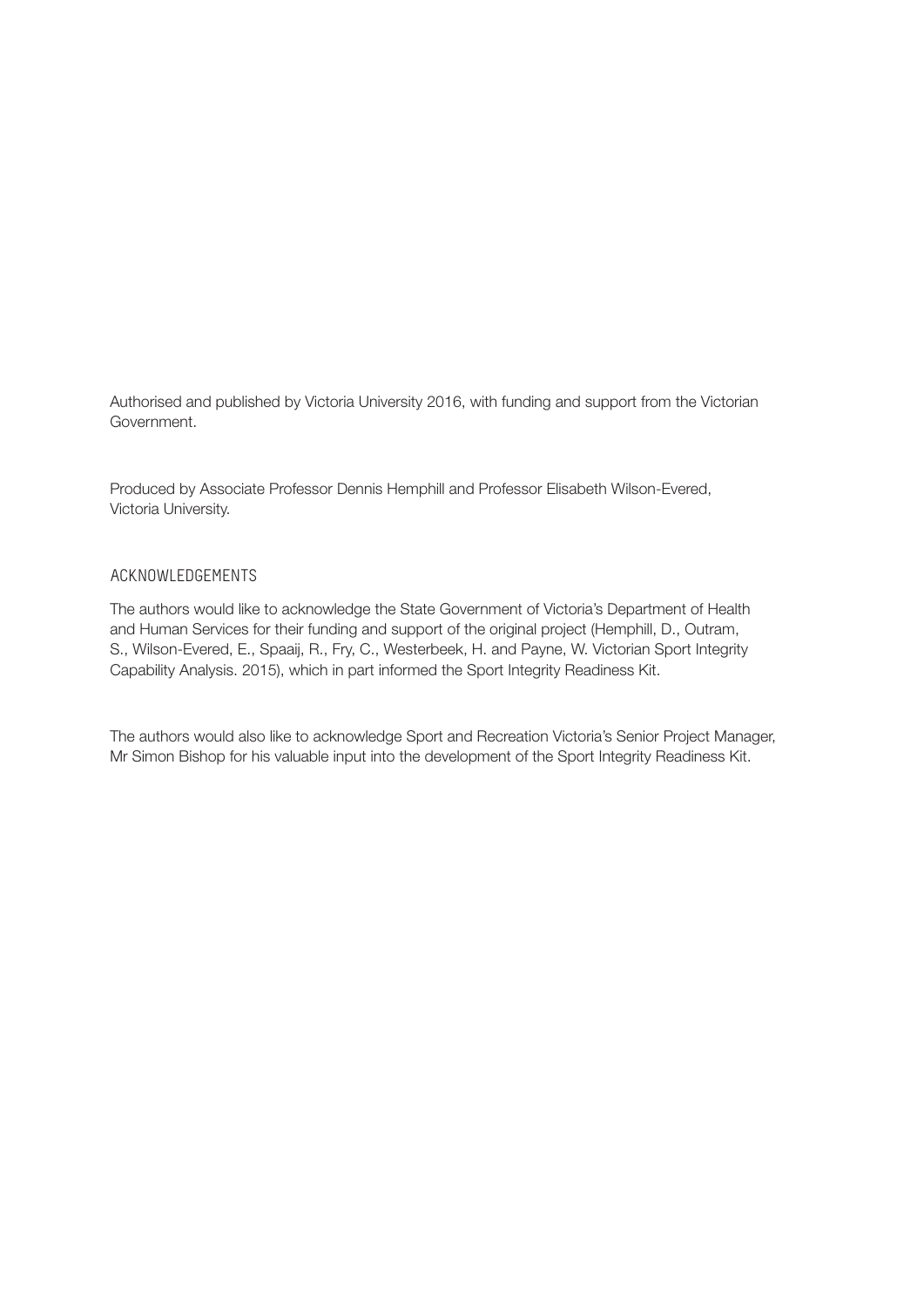Authorised and published by Victoria University 2016, with funding and support from the Victorian Government.

Produced by Associate Professor Dennis Hemphill and Professor Elisabeth Wilson-Evered, Victoria University.

## ACKNOWLEDGEMENTS

The authors would like to acknowledge the State Government of Victoria's Department of Health and Human Services for their funding and support of the original project (Hemphill, D., Outram, S., Wilson-Evered, E., Spaaij, R., Fry, C., Westerbeek, H. and Payne, W. Victorian Sport Integrity Capability Analysis. 2015), which in part informed the Sport Integrity Readiness Kit.

The authors would also like to acknowledge Sport and Recreation Victoria's Senior Project Manager, Mr Simon Bishop for his valuable input into the development of the Sport Integrity Readiness Kit.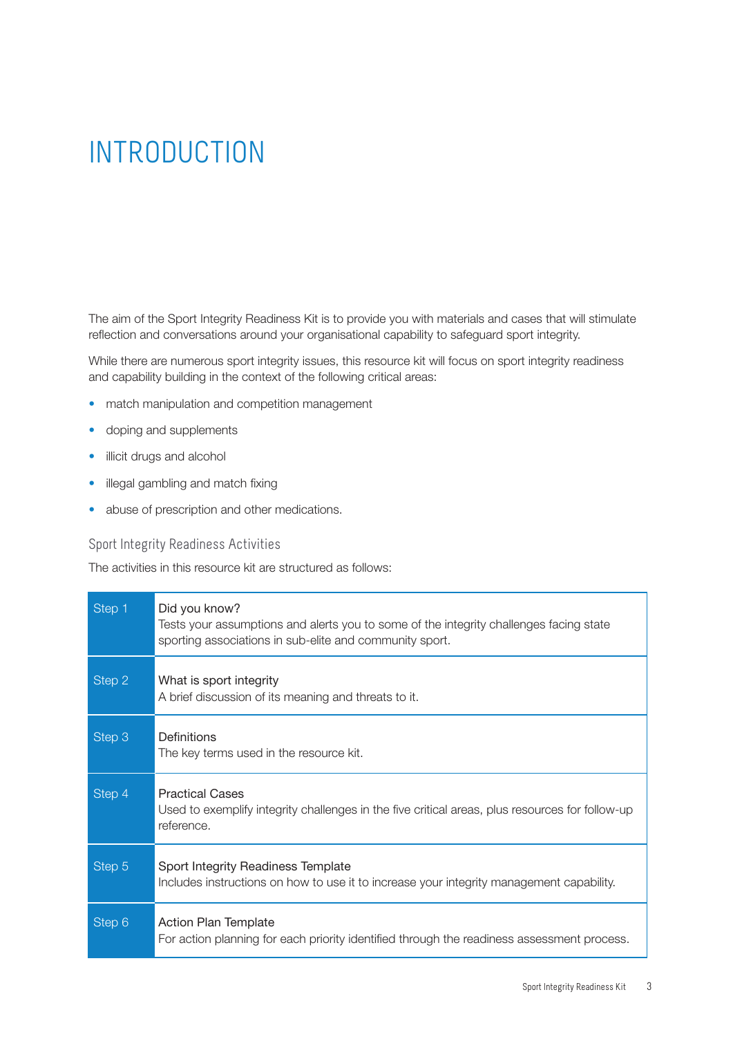# INTRODUCTION

The aim of the Sport Integrity Readiness Kit is to provide you with materials and cases that will stimulate reflection and conversations around your organisational capability to safeguard sport integrity.

While there are numerous sport integrity issues, this resource kit will focus on sport integrity readiness and capability building in the context of the following critical areas:

- match manipulation and competition management
- doping and supplements
- illicit drugs and alcohol
- illegal gambling and match fixing
- abuse of prescription and other medications.

## Sport Integrity Readiness Activities

The activities in this resource kit are structured as follows:

| Step | Activity |
|---|---|
| Step 1 | Did you know?<br>Tests your assumptions and alerts you to some of the integrity challenges facing state sporting associations in sub-elite and community sport. |
| Step 2 | What is sport integrity<br>A brief discussion of its meaning and threats to it. |
| Step 3 | Definitions<br>The key terms used in the resource kit. |
| Step 4 | Practical Cases<br>Used to exemplify integrity challenges in the five critical areas, plus resources for follow-up reference. |
| Step 5 | Sport Integrity Readiness Template<br>Includes instructions on how to use it to increase your integrity management capability. |
| Step 6 | Action Plan Template<br>For action planning for each priority identified through the readiness assessment process. |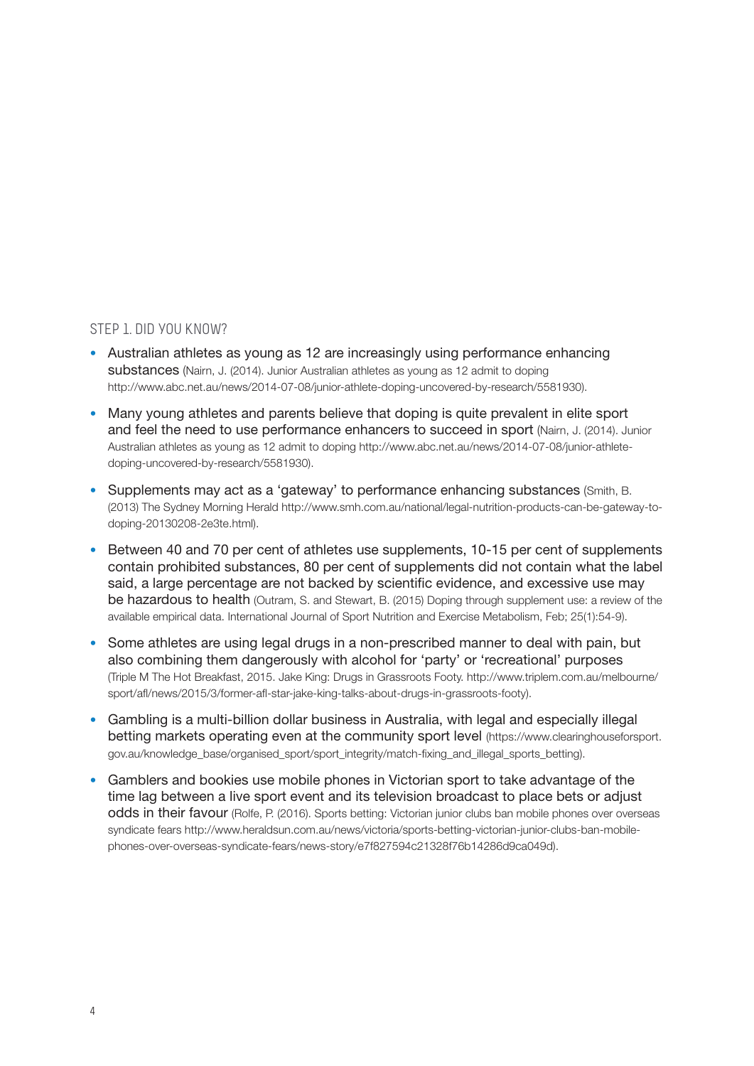## STEP 1. DID YOU KNOW?

- Australian athletes as young as 12 are increasingly using performance enhancing substances (Nairn, J. (2014). Junior Australian athletes as young as 12 admit to doping http://www.abc.net.au/news/2014-07-08/junior-athlete-doping-uncovered-by-research/5581930).
- Many young athletes and parents believe that doping is quite prevalent in elite sport and feel the need to use performance enhancers to succeed in sport (Nairn, J. (2014). Junior Australian athletes as young as 12 admit to doping http://www.abc.net.au/news/2014-07-08/junior-athlete-doping-uncovered-by-research/5581930).
- Supplements may act as a 'gateway' to performance enhancing substances (Smith, B. (2013) The Sydney Morning Herald http://www.smh.com.au/national/legal-nutrition-products-can-be-gateway-to-doping-20130208-2e3te.html).
- Between 40 and 70 per cent of athletes use supplements, 10-15 per cent of supplements contain prohibited substances, 80 per cent of supplements did not contain what the label said, a large percentage are not backed by scientific evidence, and excessive use may be hazardous to health (Outram, S. and Stewart, B. (2015) Doping through supplement use: a review of the available empirical data. International Journal of Sport Nutrition and Exercise Metabolism, Feb; 25(1):54-9).
- Some athletes are using legal drugs in a non-prescribed manner to deal with pain, but also combining them dangerously with alcohol for 'party' or 'recreational' purposes (Triple M The Hot Breakfast, 2015. Jake King: Drugs in Grassroots Footy. http://www.triplem.com.au/melbourne/sport/afl/news/2015/3/former-afl-star-jake-king-talks-about-drugs-in-grassroots-footy).
- Gambling is a multi-billion dollar business in Australia, with legal and especially illegal betting markets operating even at the community sport level (https://www.clearinghouseforsport.gov.au/knowledge_base/organised_sport/sport_integrity/match-fixing_and_illegal_sports_betting).
- Gamblers and bookies use mobile phones in Victorian sport to take advantage of the time lag between a live sport event and its television broadcast to place bets or adjust odds in their favour (Rolfe, P. (2016). Sports betting: Victorian junior clubs ban mobile phones over overseas syndicate fears http://www.heraldsun.com.au/news/victoria/sports-betting-victorian-junior-clubs-ban-mobile-phones-over-overseas-syndicate-fears/news-story/e7f827594c21328f76b14286d9ca049d).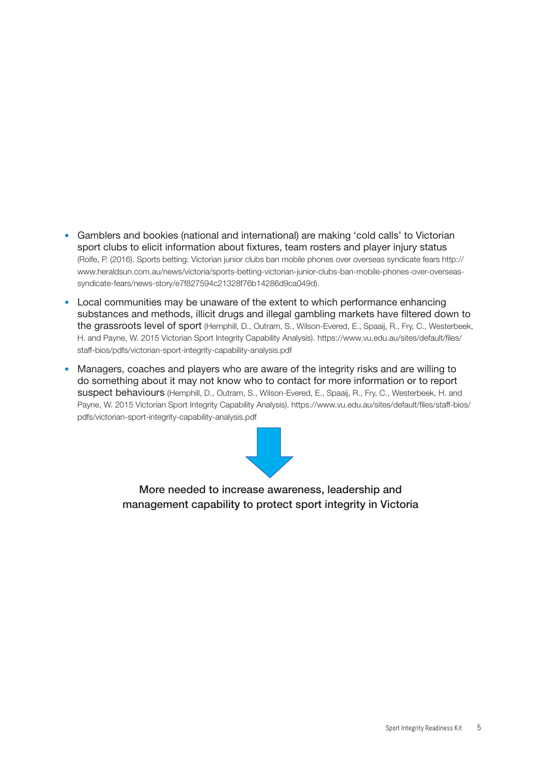- Gamblers and bookies (national and international) are making 'cold calls' to Victorian sport clubs to elicit information about fixtures, team rosters and player injury status (Rolfe, P. (2016). Sports betting: Victorian junior clubs ban mobile phones over overseas syndicate fears http://www.heraldsun.com.au/news/victoria/sports-betting-victorian-junior-clubs-ban-mobile-phones-over-overseas-syndicate-fears/news-story/e7f827594c21328f76b14286d9ca049d).
- Local communities may be unaware of the extent to which performance enhancing substances and methods, illicit drugs and illegal gambling markets have filtered down to the grassroots level of sport (Hemphill, D., Outram, S., Wilson-Evered, E., Spaaij, R., Fry, C., Westerbeek, H. and Payne, W. 2015 Victorian Sport Integrity Capability Analysis). https://www.vu.edu.au/sites/default/files/staff-bios/pdfs/victorian-sport-integrity-capability-analysis.pdf
- Managers, coaches and players who are aware of the integrity risks and are willing to do something about it may not know who to contact for more information or to report suspect behaviours (Hemphill, D., Outram, S., Wilson-Evered, E., Spaaij, R., Fry, C., Westerbeek, H. and Payne, W. 2015 Victorian Sport Integrity Capability Analysis). https://www.vu.edu.au/sites/default/files/staff-bios/pdfs/victorian-sport-integrity-capability-analysis.pdf

More needed to increase awareness, leadership and management capability to protect sport integrity in Victoria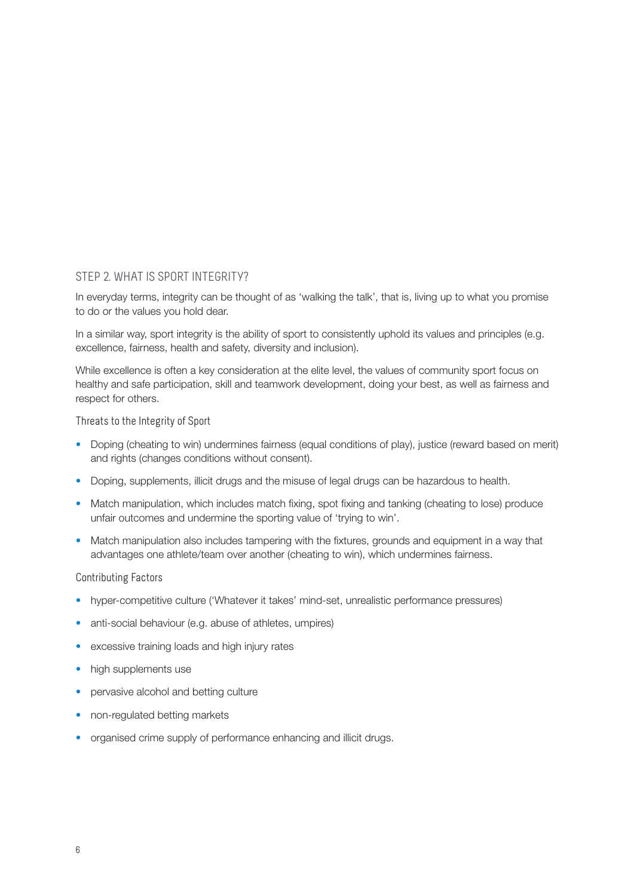## STEP 2. WHAT IS SPORT INTEGRITY?

In everyday terms, integrity can be thought of as 'walking the talk', that is, living up to what you promise to do or the values you hold dear.

In a similar way, sport integrity is the ability of sport to consistently uphold its values and principles (e.g. excellence, fairness, health and safety, diversity and inclusion).

While excellence is often a key consideration at the elite level, the values of community sport focus on healthy and safe participation, skill and teamwork development, doing your best, as well as fairness and respect for others.

### Threats to the Integrity of Sport

- Doping (cheating to win) undermines fairness (equal conditions of play), justice (reward based on merit) and rights (changes conditions without consent).
- Doping, supplements, illicit drugs and the misuse of legal drugs can be hazardous to health.
- Match manipulation, which includes match fixing, spot fixing and tanking (cheating to lose) produce unfair outcomes and undermine the sporting value of 'trying to win'.
- Match manipulation also includes tampering with the fixtures, grounds and equipment in a way that advantages one athlete/team over another (cheating to win), which undermines fairness.

### Contributing Factors

- hyper-competitive culture ('Whatever it takes' mind-set, unrealistic performance pressures)
- anti-social behaviour (e.g. abuse of athletes, umpires)
- excessive training loads and high injury rates
- high supplements use
- pervasive alcohol and betting culture
- non-regulated betting markets
- organised crime supply of performance enhancing and illicit drugs.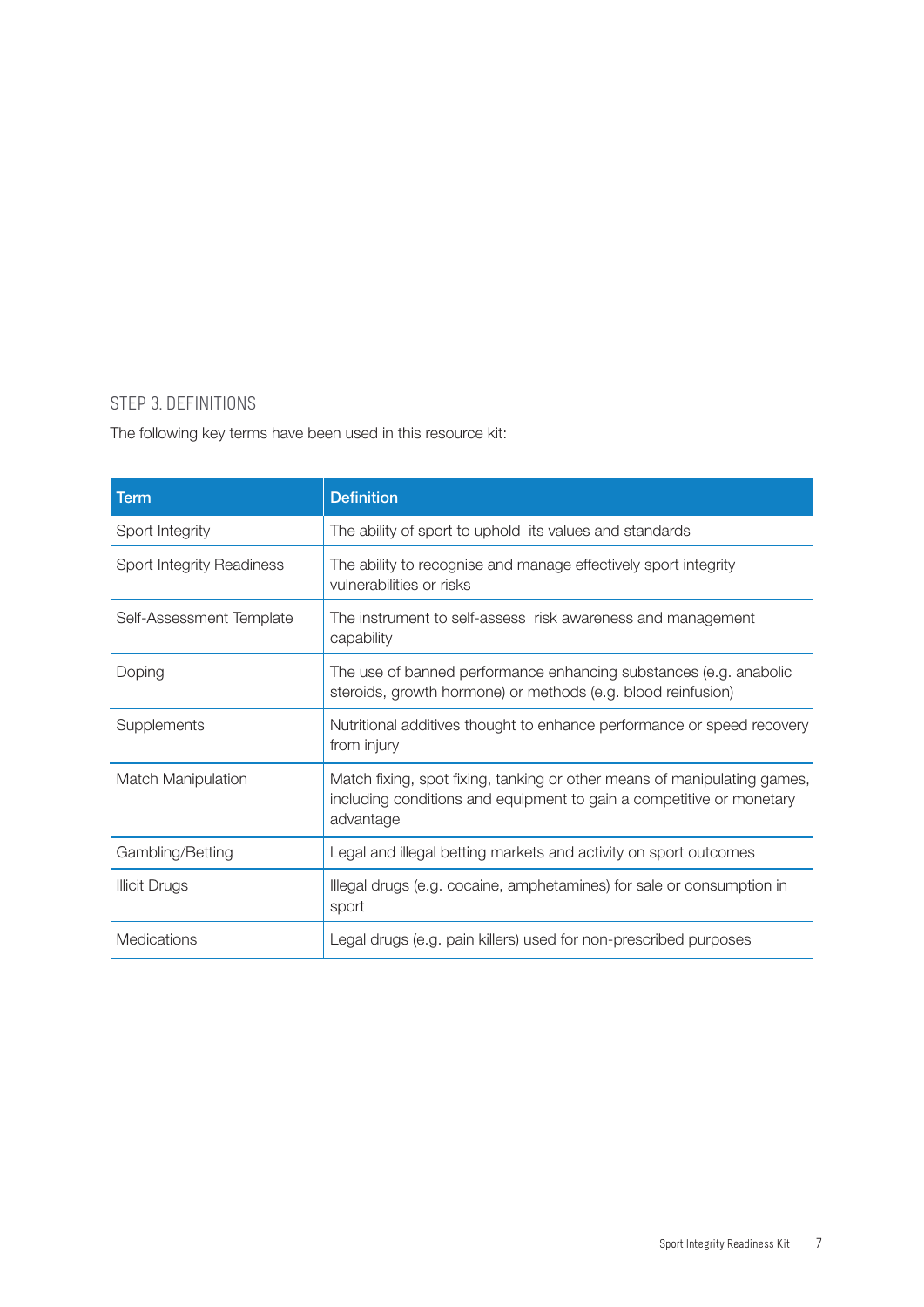## STEP 3. DEFINITIONS

The following key terms have been used in this resource kit:

| Term | Definition |
|---|---|
| Sport Integrity | The ability of sport to uphold its values and standards |
| Sport Integrity Readiness | The ability to recognise and manage effectively sport integrity vulnerabilities or risks |
| Self-Assessment Template | The instrument to self-assess risk awareness and management capability |
| Doping | The use of banned performance enhancing substances (e.g. anabolic steroids, growth hormone) or methods (e.g. blood reinfusion) |
| Supplements | Nutritional additives thought to enhance performance or speed recovery from injury |
| Match Manipulation | Match fixing, spot fixing, tanking or other means of manipulating games, including conditions and equipment to gain a competitive or monetary advantage |
| Gambling/Betting | Legal and illegal betting markets and activity on sport outcomes |
| Illicit Drugs | Illegal drugs (e.g. cocaine, amphetamines) for sale or consumption in sport |
| Medications | Legal drugs (e.g. pain killers) used for non-prescribed purposes |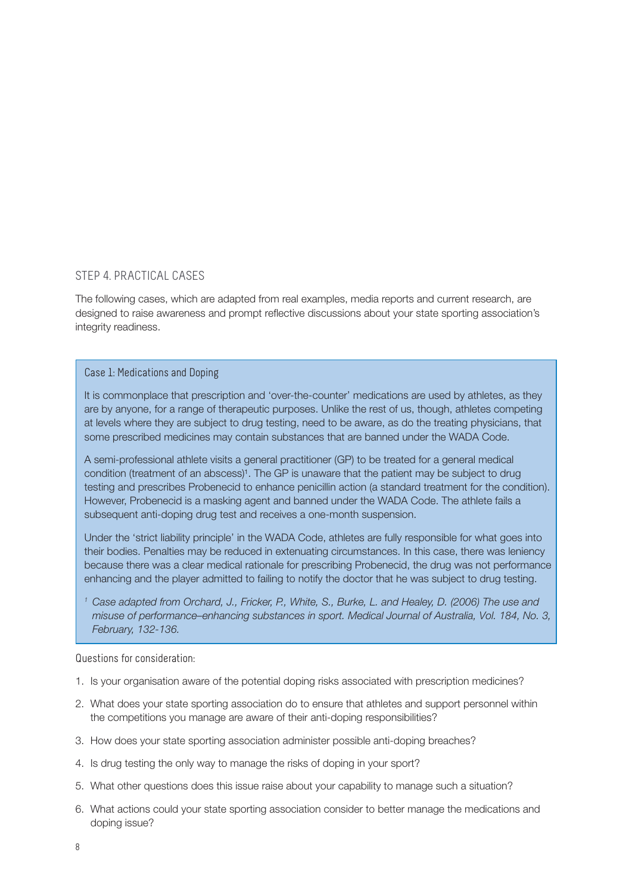## STEP 4. PRACTICAL CASES

The following cases, which are adapted from real examples, media reports and current research, are designed to raise awareness and prompt reflective discussions about your state sporting association's integrity readiness.

### Case 1: Medications and Doping

It is commonplace that prescription and 'over-the-counter' medications are used by athletes, as they are by anyone, for a range of therapeutic purposes. Unlike the rest of us, though, athletes competing at levels where they are subject to drug testing, need to be aware, as do the treating physicians, that some prescribed medicines may contain substances that are banned under the WADA Code.

A semi-professional athlete visits a general practitioner (GP) to be treated for a general medical condition (treatment of an abscess)[1]. The GP is unaware that the patient may be subject to drug testing and prescribes Probenecid to enhance penicillin action (a standard treatment for the condition). However, Probenecid is a masking agent and banned under the WADA Code. The athlete fails a subsequent anti-doping drug test and receives a one-month suspension.

Under the 'strict liability principle' in the WADA Code, athletes are fully responsible for what goes into their bodies. Penalties may be reduced in extenuating circumstances. In this case, there was leniency because there was a clear medical rationale for prescribing Probenecid, the drug was not performance enhancing and the player admitted to failing to notify the doctor that he was subject to drug testing.

[1] *Case adapted from Orchard, J., Fricker, P., White, S., Burke, L. and Healey, D. (2006) The use and misuse of performance–enhancing substances in sport. Medical Journal of Australia, Vol. 184, No. 3, February, 132-136.*

Questions for consideration:

1. Is your organisation aware of the potential doping risks associated with prescription medicines?
2. What does your state sporting association do to ensure that athletes and support personnel within the competitions you manage are aware of their anti-doping responsibilities?
3. How does your state sporting association administer possible anti-doping breaches?
4. Is drug testing the only way to manage the risks of doping in your sport?
5. What other questions does this issue raise about your capability to manage such a situation?
6. What actions could your state sporting association consider to better manage the medications and doping issue?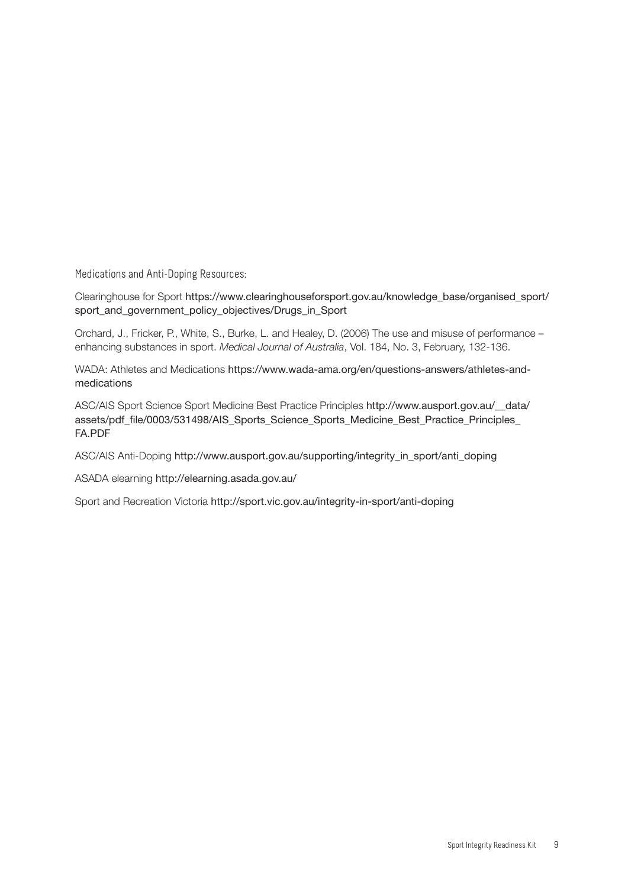Medications and Anti-Doping Resources:

Clearinghouse for Sport https://www.clearinghouseforsport.gov.au/knowledge_base/organised_sport/sport_and_government_policy_objectives/Drugs_in_Sport

Orchard, J., Fricker, P., White, S., Burke, L. and Healey, D. (2006) The use and misuse of performance – enhancing substances in sport. *Medical Journal of Australia*, Vol. 184, No. 3, February, 132-136.

WADA: Athletes and Medications https://www.wada-ama.org/en/questions-answers/athletes-and-medications

ASC/AIS Sport Science Sport Medicine Best Practice Principles http://www.ausport.gov.au/__data/assets/pdf_file/0003/531498/AIS_Sports_Science_Sports_Medicine_Best_Practice_Principles_FA.PDF

ASC/AIS Anti-Doping http://www.ausport.gov.au/supporting/integrity_in_sport/anti_doping

ASADA elearning http://elearning.asada.gov.au/

Sport and Recreation Victoria http://sport.vic.gov.au/integrity-in-sport/anti-doping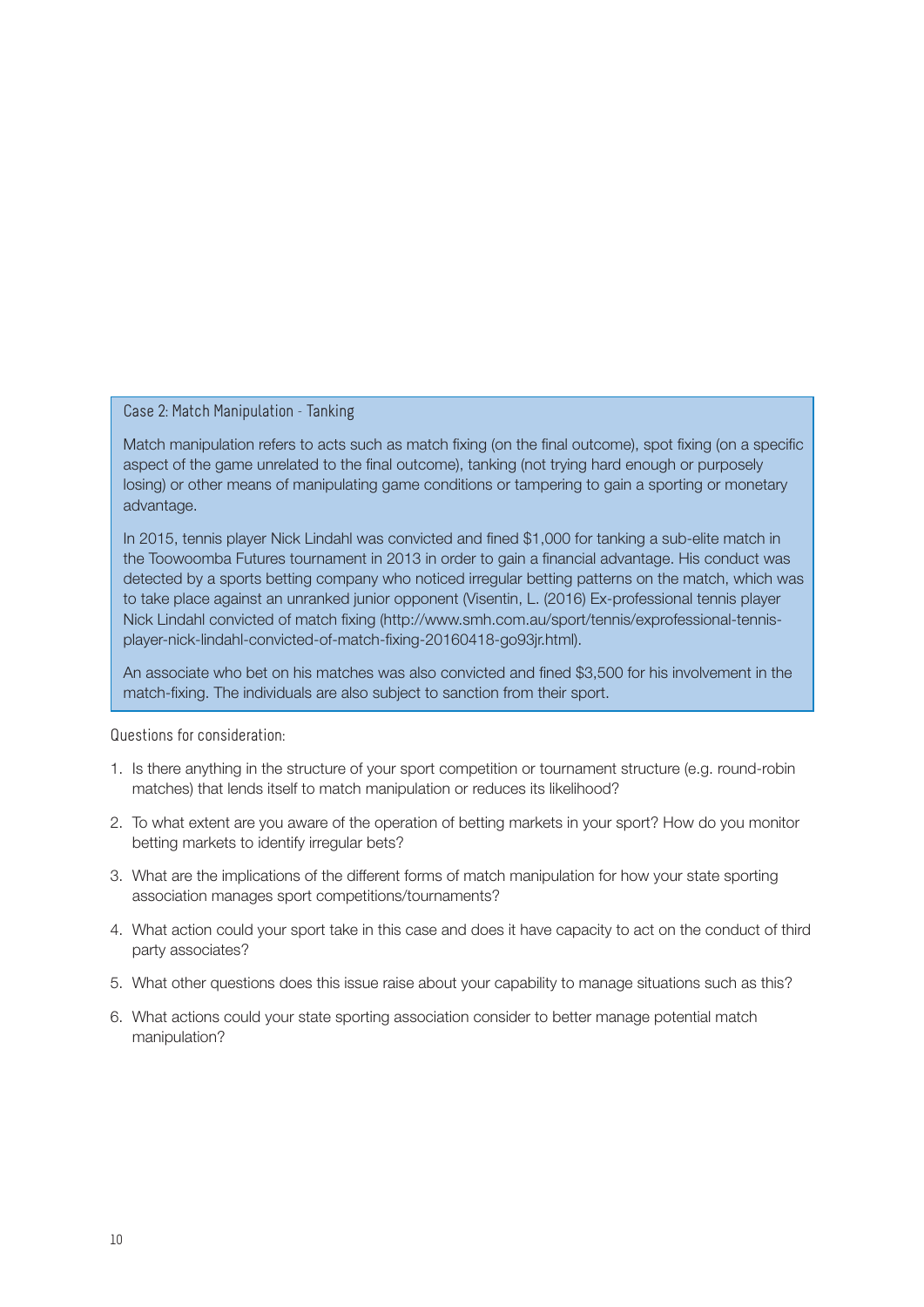### Case 2: Match Manipulation - Tanking

Match manipulation refers to acts such as match fixing (on the final outcome), spot fixing (on a specific aspect of the game unrelated to the final outcome), tanking (not trying hard enough or purposely losing) or other means of manipulating game conditions or tampering to gain a sporting or monetary advantage.

In 2015, tennis player Nick Lindahl was convicted and fined $1,000 for tanking a sub-elite match in the Toowoomba Futures tournament in 2013 in order to gain a financial advantage. His conduct was detected by a sports betting company who noticed irregular betting patterns on the match, which was to take place against an unranked junior opponent (Visentin, L. (2016) Ex-professional tennis player Nick Lindahl convicted of match fixing (http://www.smh.com.au/sport/tennis/exprofessional-tennis-player-nick-lindahl-convicted-of-match-fixing-20160418-go93jr.html).

An associate who bet on his matches was also convicted and fined $3,500 for his involvement in the match-fixing. The individuals are also subject to sanction from their sport.

Questions for consideration:

1. Is there anything in the structure of your sport competition or tournament structure (e.g. round-robin matches) that lends itself to match manipulation or reduces its likelihood?
2. To what extent are you aware of the operation of betting markets in your sport? How do you monitor betting markets to identify irregular bets?
3. What are the implications of the different forms of match manipulation for how your state sporting association manages sport competitions/tournaments?
4. What action could your sport take in this case and does it have capacity to act on the conduct of third party associates?
5. What other questions does this issue raise about your capability to manage situations such as this?
6. What actions could your state sporting association consider to better manage potential match manipulation?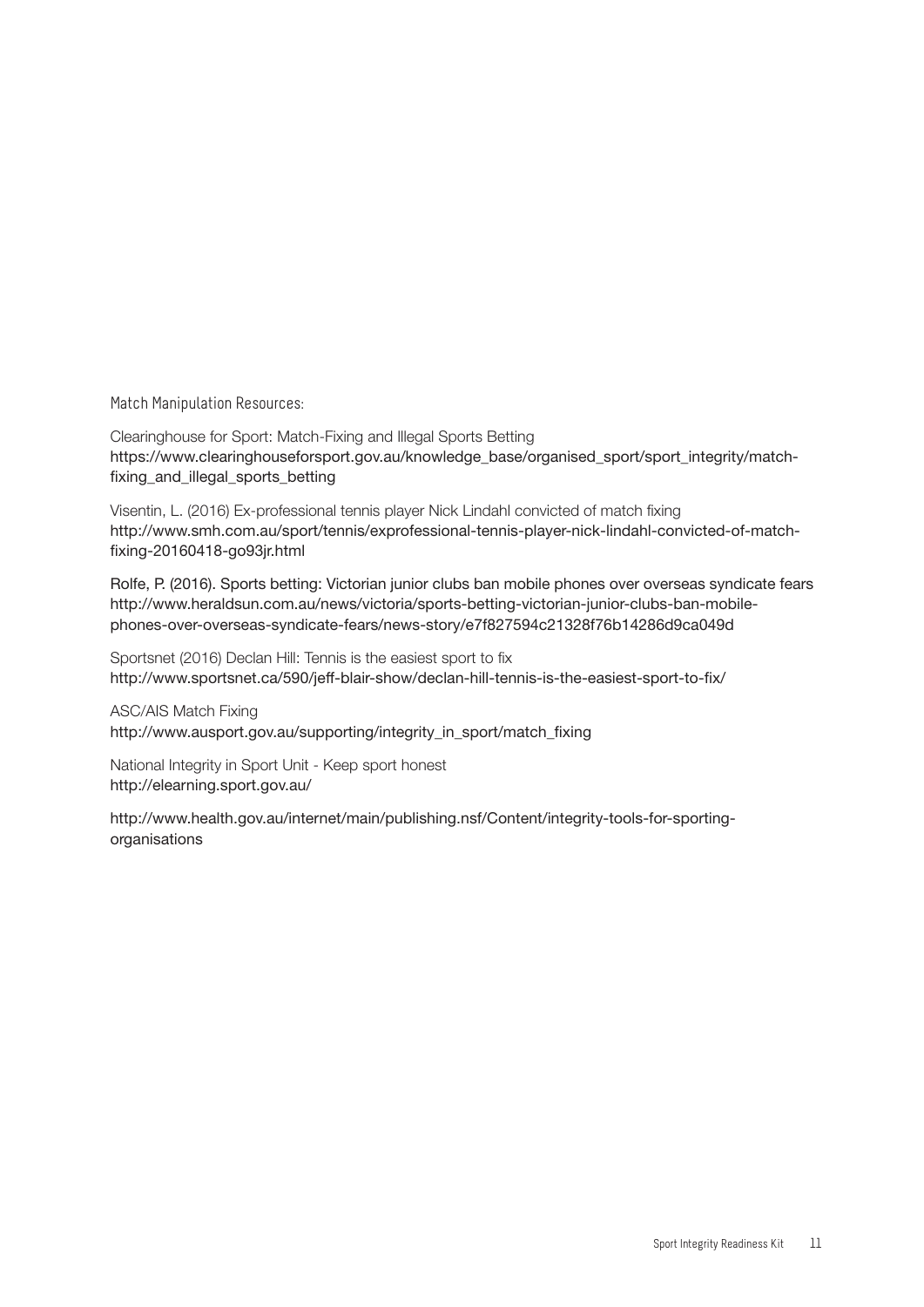### Match Manipulation Resources:

Clearinghouse for Sport: Match-Fixing and Illegal Sports Betting
https://www.clearinghouseforsport.gov.au/knowledge_base/organised_sport/sport_integrity/match-fixing_and_illegal_sports_betting

Visentin, L. (2016) Ex-professional tennis player Nick Lindahl convicted of match fixing
http://www.smh.com.au/sport/tennis/exprofessional-tennis-player-nick-lindahl-convicted-of-match-fixing-20160418-go93jr.html

Rolfe, P. (2016). Sports betting: Victorian junior clubs ban mobile phones over overseas syndicate fears
http://www.heraldsun.com.au/news/victoria/sports-betting-victorian-junior-clubs-ban-mobile-phones-over-overseas-syndicate-fears/news-story/e7f827594c21328f76b14286d9ca049d

Sportsnet (2016) Declan Hill: Tennis is the easiest sport to fix
http://www.sportsnet.ca/590/jeff-blair-show/declan-hill-tennis-is-the-easiest-sport-to-fix/

ASC/AIS Match Fixing
http://www.ausport.gov.au/supporting/integrity_in_sport/match_fixing

National Integrity in Sport Unit - Keep sport honest
http://elearning.sport.gov.au/

http://www.health.gov.au/internet/main/publishing.nsf/Content/integrity-tools-for-sporting-organisations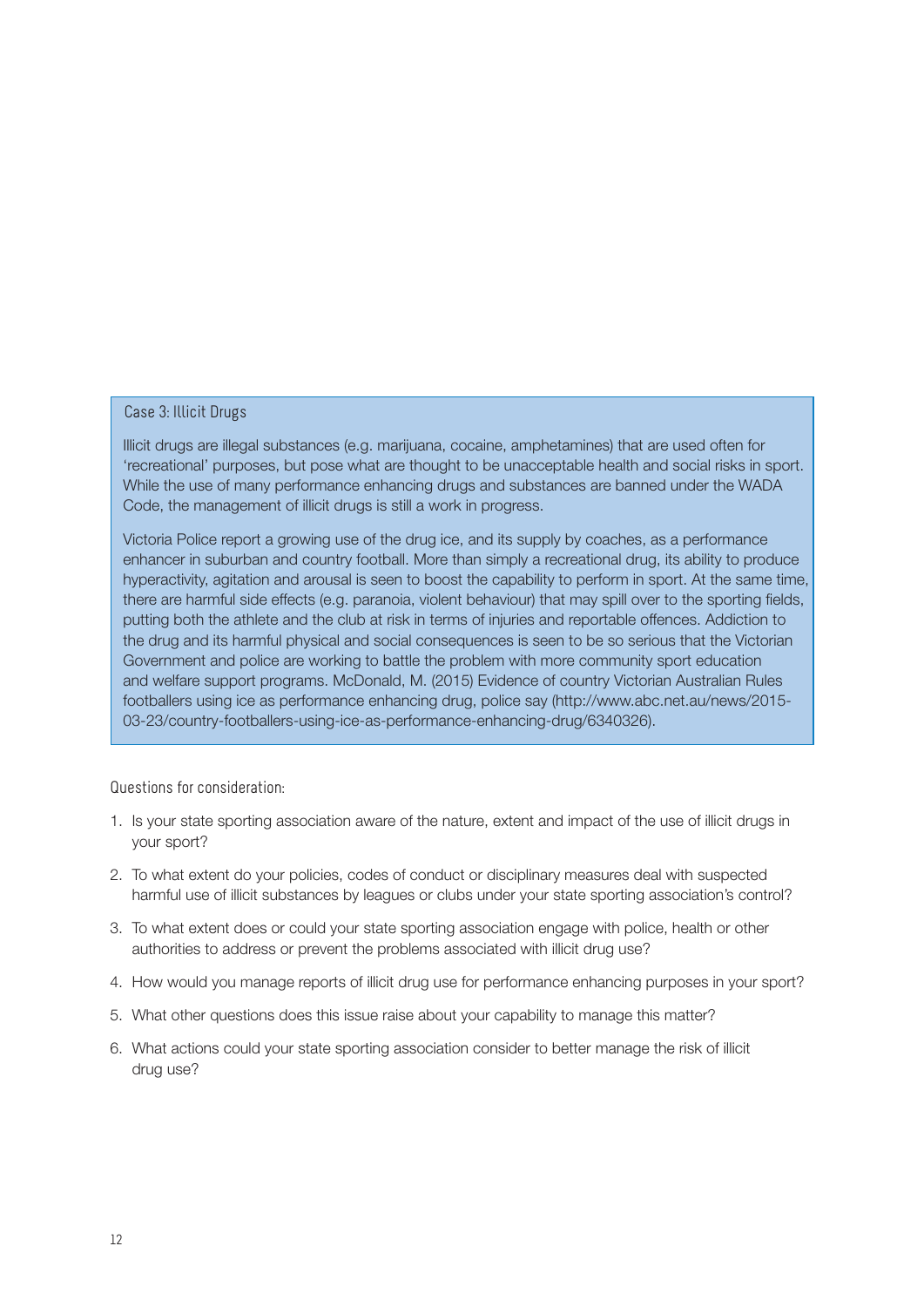### Case 3: Illicit Drugs

Illicit drugs are illegal substances (e.g. marijuana, cocaine, amphetamines) that are used often for 'recreational' purposes, but pose what are thought to be unacceptable health and social risks in sport. While the use of many performance enhancing drugs and substances are banned under the WADA Code, the management of illicit drugs is still a work in progress.

Victoria Police report a growing use of the drug ice, and its supply by coaches, as a performance enhancer in suburban and country football. More than simply a recreational drug, its ability to produce hyperactivity, agitation and arousal is seen to boost the capability to perform in sport. At the same time, there are harmful side effects (e.g. paranoia, violent behaviour) that may spill over to the sporting fields, putting both the athlete and the club at risk in terms of injuries and reportable offences. Addiction to the drug and its harmful physical and social consequences is seen to be so serious that the Victorian Government and police are working to battle the problem with more community sport education and welfare support programs. McDonald, M. (2015) Evidence of country Victorian Australian Rules footballers using ice as performance enhancing drug, police say (http://www.abc.net.au/news/2015-03-23/country-footballers-using-ice-as-performance-enhancing-drug/6340326).

Questions for consideration:

1. Is your state sporting association aware of the nature, extent and impact of the use of illicit drugs in your sport?
2. To what extent do your policies, codes of conduct or disciplinary measures deal with suspected harmful use of illicit substances by leagues or clubs under your state sporting association's control?
3. To what extent does or could your state sporting association engage with police, health or other authorities to address or prevent the problems associated with illicit drug use?
4. How would you manage reports of illicit drug use for performance enhancing purposes in your sport?
5. What other questions does this issue raise about your capability to manage this matter?
6. What actions could your state sporting association consider to better manage the risk of illicit drug use?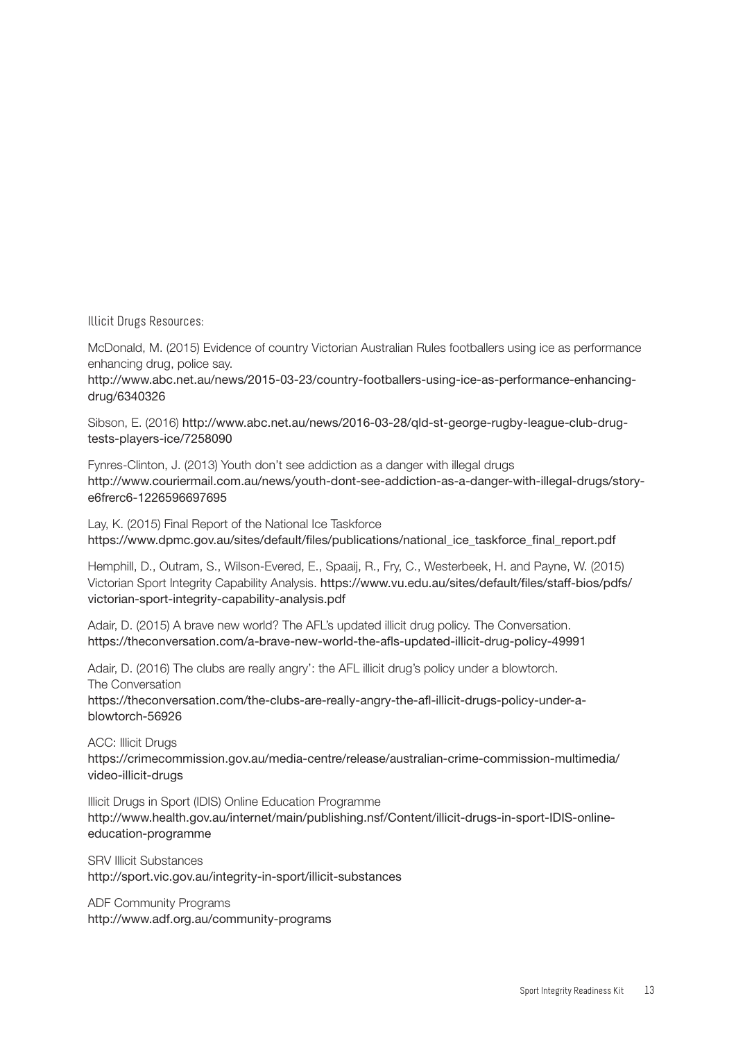### Illicit Drugs Resources:

McDonald, M. (2015) Evidence of country Victorian Australian Rules footballers using ice as performance enhancing drug, police say.
http://www.abc.net.au/news/2015-03-23/country-footballers-using-ice-as-performance-enhancing-drug/6340326

Sibson, E. (2016) http://www.abc.net.au/news/2016-03-28/qld-st-george-rugby-league-club-drug-tests-players-ice/7258090

Fynres-Clinton, J. (2013) Youth don't see addiction as a danger with illegal drugs
http://www.couriermail.com.au/news/youth-dont-see-addiction-as-a-danger-with-illegal-drugs/story-e6frerc6-1226596697695

Lay, K. (2015) Final Report of the National Ice Taskforce
https://www.dpmc.gov.au/sites/default/files/publications/national_ice_taskforce_final_report.pdf

Hemphill, D., Outram, S., Wilson-Evered, E., Spaaij, R., Fry, C., Westerbeek, H. and Payne, W. (2015) Victorian Sport Integrity Capability Analysis. https://www.vu.edu.au/sites/default/files/staff-bios/pdfs/victorian-sport-integrity-capability-analysis.pdf

Adair, D. (2015) A brave new world? The AFL's updated illicit drug policy. The Conversation.
https://theconversation.com/a-brave-new-world-the-afls-updated-illicit-drug-policy-49991

Adair, D. (2016) The clubs are really angry': the AFL illicit drug's policy under a blowtorch.
The Conversation
https://theconversation.com/the-clubs-are-really-angry-the-afl-illicit-drugs-policy-under-a-blowtorch-56926

ACC: Illicit Drugs
https://crimecommission.gov.au/media-centre/release/australian-crime-commission-multimedia/video-illicit-drugs

Illicit Drugs in Sport (IDIS) Online Education Programme
http://www.health.gov.au/internet/main/publishing.nsf/Content/illicit-drugs-in-sport-IDIS-online-education-programme

SRV Illicit Substances
http://sport.vic.gov.au/integrity-in-sport/illicit-substances

ADF Community Programs
http://www.adf.org.au/community-programs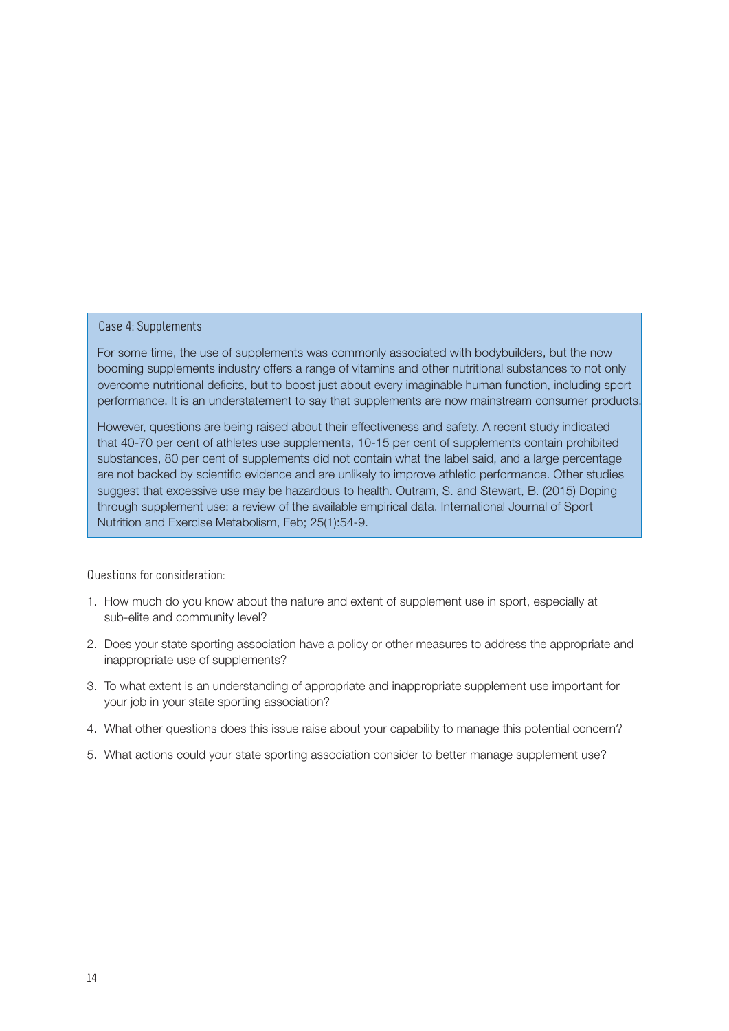### Case 4: Supplements

For some time, the use of supplements was commonly associated with bodybuilders, but the now booming supplements industry offers a range of vitamins and other nutritional substances to not only overcome nutritional deficits, but to boost just about every imaginable human function, including sport performance. It is an understatement to say that supplements are now mainstream consumer products.

However, questions are being raised about their effectiveness and safety. A recent study indicated that 40-70 per cent of athletes use supplements, 10-15 per cent of supplements contain prohibited substances, 80 per cent of supplements did not contain what the label said, and a large percentage are not backed by scientific evidence and are unlikely to improve athletic performance. Other studies suggest that excessive use may be hazardous to health. Outram, S. and Stewart, B. (2015) Doping through supplement use: a review of the available empirical data. International Journal of Sport Nutrition and Exercise Metabolism, Feb; 25(1):54-9.

#### Questions for consideration:

1. How much do you know about the nature and extent of supplement use in sport, especially at sub-elite and community level?
2. Does your state sporting association have a policy or other measures to address the appropriate and inappropriate use of supplements?
3. To what extent is an understanding of appropriate and inappropriate supplement use important for your job in your state sporting association?
4. What other questions does this issue raise about your capability to manage this potential concern?
5. What actions could your state sporting association consider to better manage supplement use?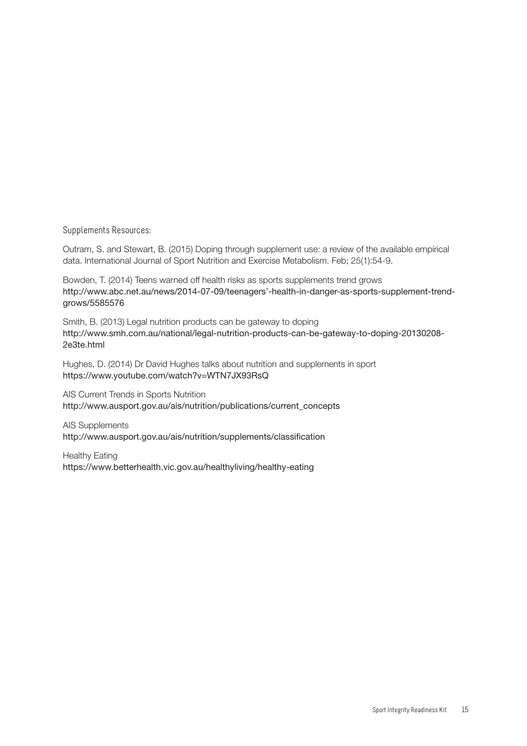Supplements Resources:

Outram, S. and Stewart, B. (2015) Doping through supplement use: a review of the available empirical data. International Journal of Sport Nutrition and Exercise Metabolism. Feb; 25(1):54-9.

Bowden, T. (2014) Teens warned off health risks as sports supplements trend grows
http://www.abc.net.au/news/2014-07-09/teenagers'-health-in-danger-as-sports-supplement-trend-grows/5585576

Smith, B. (2013) Legal nutrition products can be gateway to doping
http://www.smh.com.au/national/legal-nutrition-products-can-be-gateway-to-doping-20130208-2e3te.html

Hughes, D. (2014) Dr David Hughes talks about nutrition and supplements in sport
https://www.youtube.com/watch?v=WTN7JX93RsQ

AIS Current Trends in Sports Nutrition
http://www.ausport.gov.au/ais/nutrition/publications/current_concepts

AIS Supplements
http://www.ausport.gov.au/ais/nutrition/supplements/classification

Healthy Eating
https://www.betterhealth.vic.gov.au/healthyliving/healthy-eating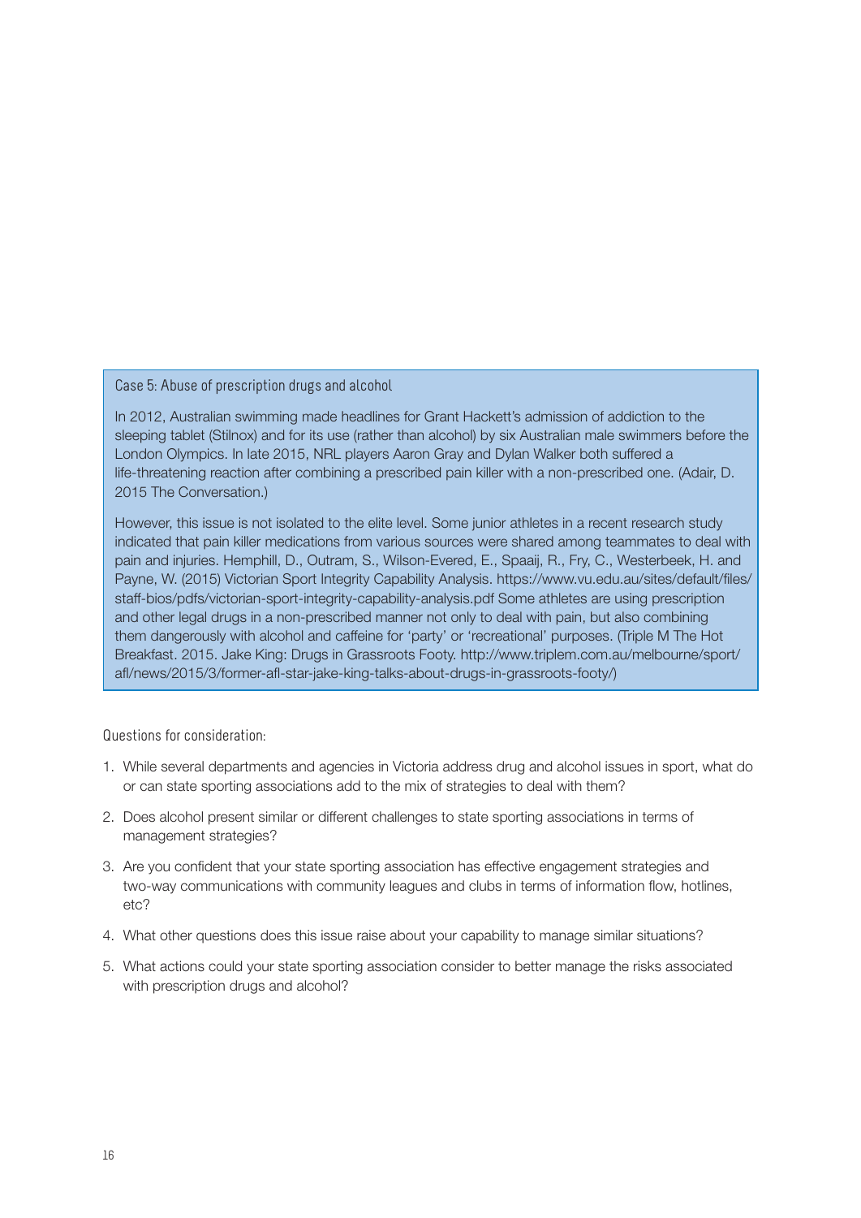### Case 5: Abuse of prescription drugs and alcohol

In 2012, Australian swimming made headlines for Grant Hackett's admission of addiction to the sleeping tablet (Stilnox) and for its use (rather than alcohol) by six Australian male swimmers before the London Olympics. In late 2015, NRL players Aaron Gray and Dylan Walker both suffered a life-threatening reaction after combining a prescribed pain killer with a non-prescribed one. (Adair, D. 2015 The Conversation.)

However, this issue is not isolated to the elite level. Some junior athletes in a recent research study indicated that pain killer medications from various sources were shared among teammates to deal with pain and injuries. Hemphill, D., Outram, S., Wilson-Evered, E., Spaaij, R., Fry, C., Westerbeek, H. and Payne, W. (2015) Victorian Sport Integrity Capability Analysis. https://www.vu.edu.au/sites/default/files/staff-bios/pdfs/victorian-sport-integrity-capability-analysis.pdf Some athletes are using prescription and other legal drugs in a non-prescribed manner not only to deal with pain, but also combining them dangerously with alcohol and caffeine for 'party' or 'recreational' purposes. (Triple M The Hot Breakfast. 2015. Jake King: Drugs in Grassroots Footy. http://www.triplem.com.au/melbourne/sport/afl/news/2015/3/former-afl-star-jake-king-talks-about-drugs-in-grassroots-footy/)

Questions for consideration:

1. While several departments and agencies in Victoria address drug and alcohol issues in sport, what do or can state sporting associations add to the mix of strategies to deal with them?
2. Does alcohol present similar or different challenges to state sporting associations in terms of management strategies?
3. Are you confident that your state sporting association has effective engagement strategies and two-way communications with community leagues and clubs in terms of information flow, hotlines, etc?
4. What other questions does this issue raise about your capability to manage similar situations?
5. What actions could your state sporting association consider to better manage the risks associated with prescription drugs and alcohol?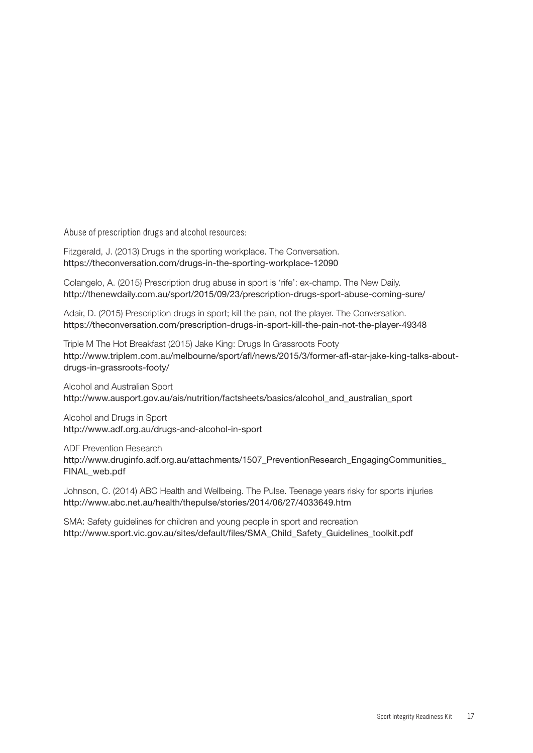### Abuse of prescription drugs and alcohol resources:

Fitzgerald, J. (2013) Drugs in the sporting workplace. The Conversation.
https://theconversation.com/drugs-in-the-sporting-workplace-12090

Colangelo, A. (2015) Prescription drug abuse in sport is 'rife': ex-champ. The New Daily.
http://thenewdaily.com.au/sport/2015/09/23/prescription-drugs-sport-abuse-coming-sure/

Adair, D. (2015) Prescription drugs in sport; kill the pain, not the player. The Conversation.
https://theconversation.com/prescription-drugs-in-sport-kill-the-pain-not-the-player-49348

Triple M The Hot Breakfast (2015) Jake King: Drugs In Grassroots Footy
http://www.triplem.com.au/melbourne/sport/afl/news/2015/3/former-afl-star-jake-king-talks-about-drugs-in-grassroots-footy/

Alcohol and Australian Sport
http://www.ausport.gov.au/ais/nutrition/factsheets/basics/alcohol_and_australian_sport

Alcohol and Drugs in Sport
http://www.adf.org.au/drugs-and-alcohol-in-sport

ADF Prevention Research
http://www.druginfo.adf.org.au/attachments/1507_PreventionResearch_EngagingCommunities_FINAL_web.pdf

Johnson, C. (2014) ABC Health and Wellbeing. The Pulse. Teenage years risky for sports injuries
http://www.abc.net.au/health/thepulse/stories/2014/06/27/4033649.htm

SMA: Safety guidelines for children and young people in sport and recreation
http://www.sport.vic.gov.au/sites/default/files/SMA_Child_Safety_Guidelines_toolkit.pdf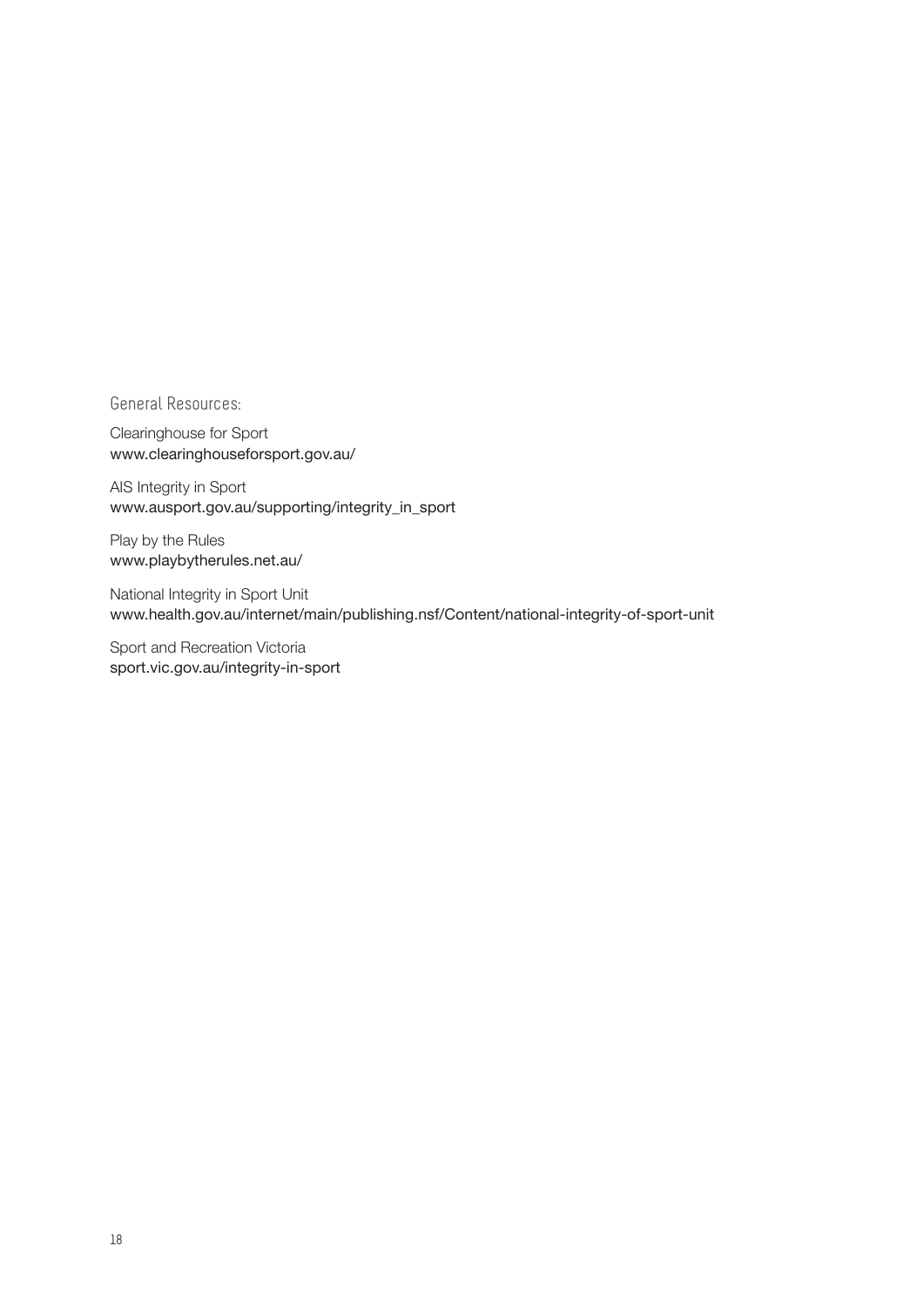## General Resources:

Clearinghouse for Sport
www.clearinghouseforsport.gov.au/

AIS Integrity in Sport
www.ausport.gov.au/supporting/integrity_in_sport

Play by the Rules
www.playbytherules.net.au/

National Integrity in Sport Unit
www.health.gov.au/internet/main/publishing.nsf/Content/national-integrity-of-sport-unit

Sport and Recreation Victoria
sport.vic.gov.au/integrity-in-sport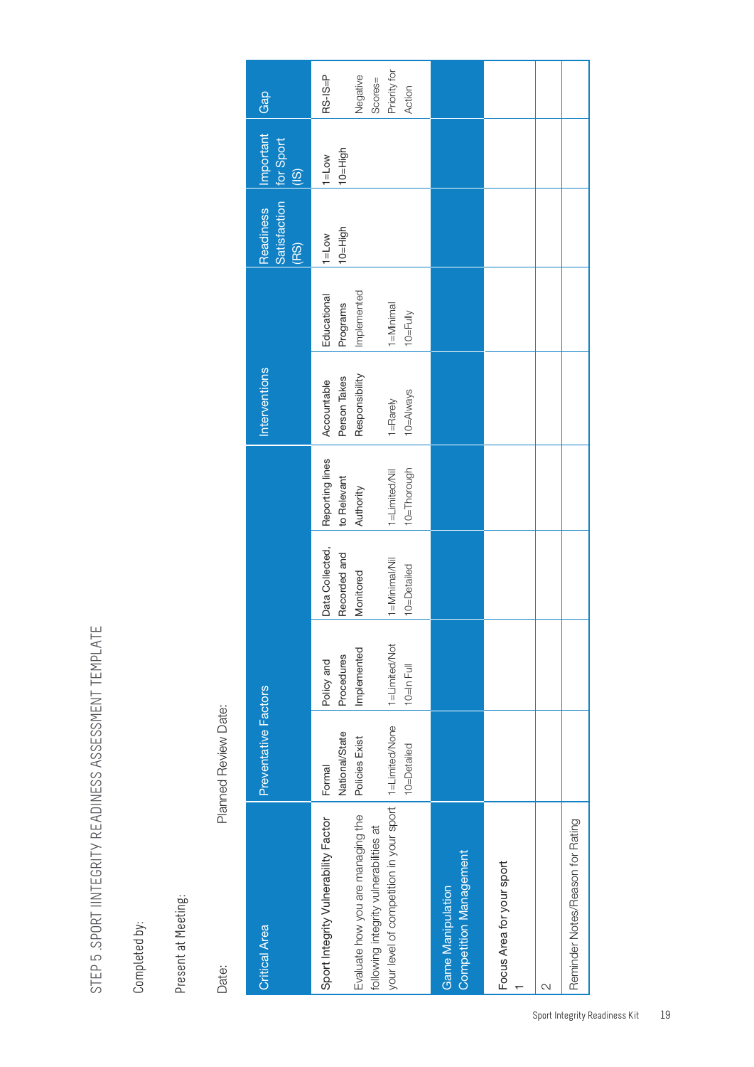# STEP 5 .SPORT IINTEGRITY READINESS ASSESSMENT TEMPLATE

Completed by:

Present at Meeting:

Date: Planned Review Date:

| Critical Area | Preventative Factors | | | | Interventions | | Readiness Satisfaction (RS) | Important for Sport (IS) | Gap |
|---|---|---|---|---|---|---|---|---|---|
| Sport Integrity Vulnerability Factor<br><br>Evaluate how you are managing the following integrity vulnerabilities at your level of competition in your sport | Formal National/State Policies Exist<br><br>1=Limited/None<br>10=Detailed | Policy and Procedures Implemented<br><br>1=Limited/Not<br>10=In Full | Data Collected, Recorded and Monitored<br><br>1=Minimal/Nil<br>10=Detailed | Reporting lines to Relevant Authority<br><br>1=Limited/Nil<br>10=Thorough | Accountable Person Takes Responsibility<br><br>1=Rarely<br>10=Always | Educational Programs Implemented<br><br>1=Minimal<br>10=Fully | 1=Low<br>10=High | 1=Low<br>10=High | RS-IS=P<br><br>Negative Scores= Priority for Action |
| Game Manipulation<br>Competition Management | | | | | | | | | |
| Focus Area for your sport<br>1 | | | | | | | | | |
| 2 | | | | | | | | | |
| Reminder Notes/Reason for Rating | | | | | | | | | |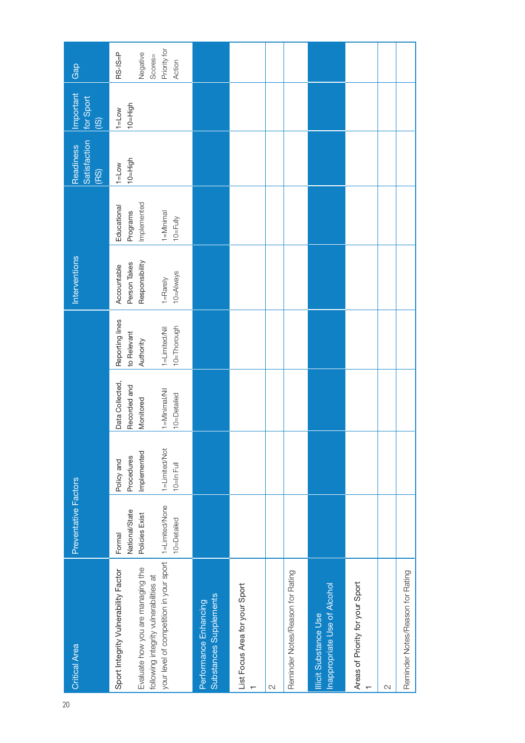| Critical Area | Preventative Factors | | | | Interventions | | Readiness Satisfaction (RS) | Important for Sport (IS) | Gap |
|---|---|---|---|---|---|---|---|---|---|
| Sport Integrity Vulnerability Factor<br>Evaluate how you are managing the following integrity vulnerabilities at your level of competition in your sport | Formal National/State Policies Exist<br>1=Limited/None<br>10=Detailed | Policy and Procedures Implemented<br>1=Limited/Not<br>10=In Full | Data Collected, Recorded and Monitored<br>1=Minimal/Nil<br>10=Detailed | Reporting lines to Relevant Authority<br>1=Limited/Nil<br>10=Thorough | Accountable Person Takes Responsibility<br>1=Rarely<br>10=Always | Educational Programs Implemented<br>1=Minimal<br>10=Fully | 1=Low<br>10=High | 1=Low<br>10=High | RS-IS=P<br>Negative Scores= Priority for Action |
| **Performance Enhancing Substances Supplements** | | | | | | | | | |
| List Focus Area for your Sport<br>1 | | | | | | | | | |
| 2 | | | | | | | | | |
| Reminder Notes/Reason for Rating | | | | | | | | | |
| **Illicit Substance Use Inappropriate Use of Alcohol** | | | | | | | | | |
| Areas of Priority for your Sport<br>1 | | | | | | | | | |
| 2 | | | | | | | | | |
| Reminder Notes/Reason for Rating | | | | | | | | | |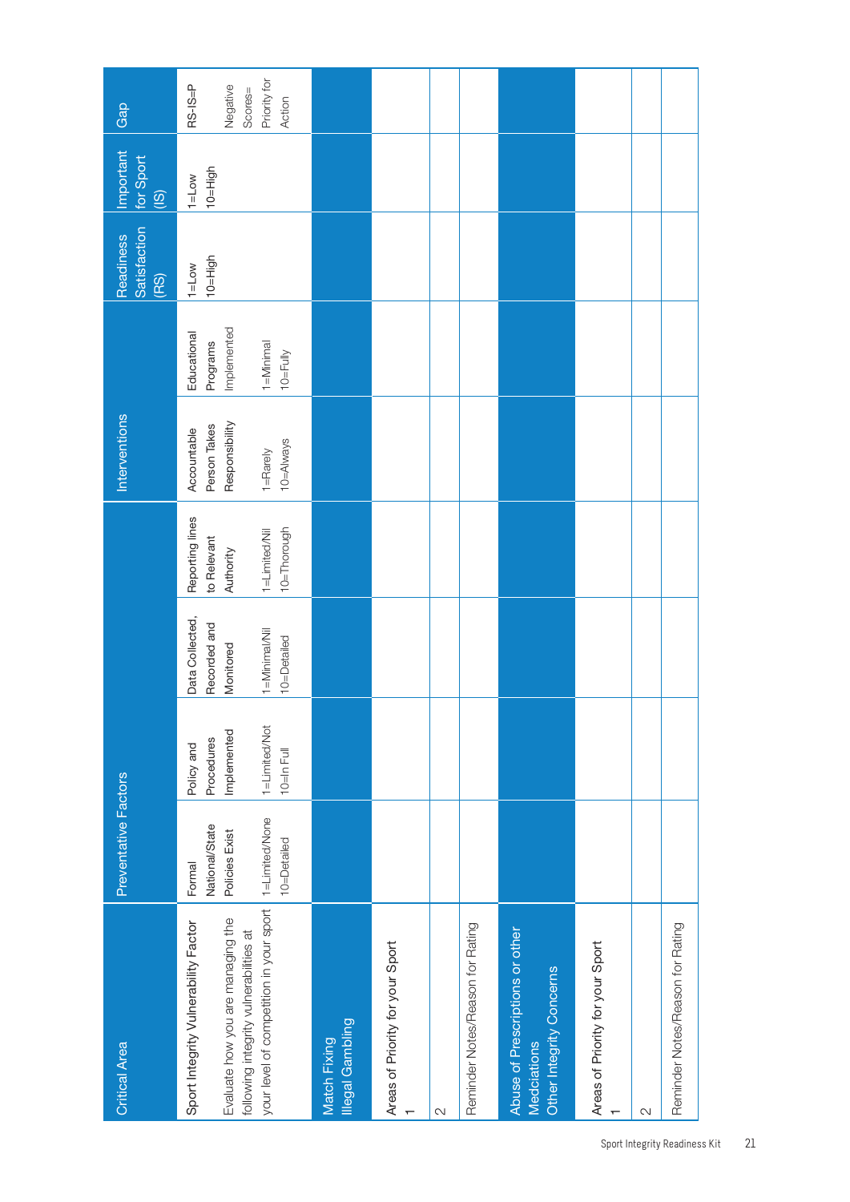| Critical Area | Preventative Factors | | | Interventions | | | Readiness Satisfaction (RS) | Important for Sport (IS) | Gap |
|---|---|---|---|---|---|---|---|---|---|
| Sport Integrity Vulnerability Factor<br>Evaluate how you are managing the following integrity vulnerabilities at your level of competition in your sport | Formal National/State Policies Exist<br>1=Limited/None<br>10=Detailed | Policy and Procedures Implemented<br>1=Limited/Not<br>10=In Full | Data Collected, Recorded and Monitored<br>1=Minimal/Nil<br>10=Detailed | Reporting lines to Relevant Authority<br>1=Limited/Nil<br>10=Thorough | Accountable Person Takes Responsibility<br>1=Rarely<br>10=Always | Educational Programs Implemented<br>1=Minimal<br>10=Fully | 1=Low<br>10=High | 1=Low<br>10=High | RS-IS=P<br>Negative Scores= Priority for Action |
| Match Fixing<br>Illegal Gambling | | | | | | | | | |
| Areas of Priority for your Sport<br>1 | | | | | | | | | |
| 2 | | | | | | | | | |
| Reminder Notes/Reason for Rating | | | | | | | | | |
| Abuse of Prescriptions or other Medciations<br>Other Integrity Concerns | | | | | | | | | |
| Areas of Priority for your Sport<br>1 | | | | | | | | | |
| 2 | | | | | | | | | |
| Reminder Notes/Reason for Rating | | | | | | | | | |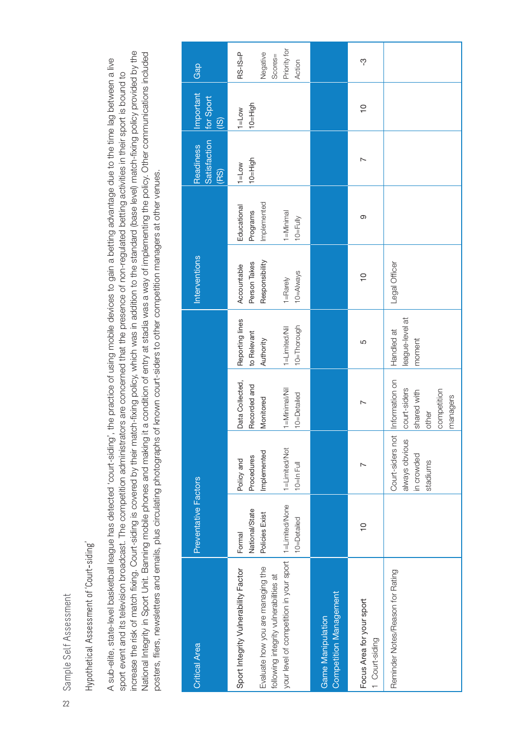Sample Self Assessment

Hypothetical Assessment of 'Court-siding'

A sub-elite, state-level basketball league has detected 'court-siding', the practice of using mobile devices to gain a betting advantage due to the time lag between a live sport event and its television broadcast. The competition administrators are concerned that the presence of non-regulated betting activities in their sport is bound to increase the risk of match fixing. Court-siding is covered by their match-fixing policy, which was in addition to the standard (base level) match-fixing policy provided by the National Integrity in Sport Unit. Banning mobile phones and making it a condition of entry at stadia was a way of implementing the policy. Other communications included posters, fliers, newsletters and emails, plus circulating photographs of known court-siders to other competition managers at other venues.

| Critical Area | Preventative Factors | | | | Interventions | | Readiness Satisfaction (RS) | Important for Sport (IS) | Gap |
|---|---|---|---|---|---|---|---|---|---|
| **Sport Integrity Vulnerability Factor**<br><br>Evaluate how you are managing the following integrity vulnerabilities at your level of competition in your sport | Formal National/State Policies Exist<br><br>1=Limited/None<br>10=Detailed | Policy and Procedures Implemented<br><br>1=Limited/Not<br>10=In Full | Data Collected, Recorded and Monitored<br><br>1=Minimal/Nil<br>10=Detailed | Reporting lines to Relevant Authority<br><br>1=Limited/Nil<br>10=Thorough | Accountable Person Takes Responsibility<br><br>1=Rarely<br>10=Always | Educational Programs Implemented<br><br>1=Minimal<br>10=Fully | 1=Low<br>10=High | 1=Low<br>10=High | RS-IS=P<br><br>Negative Scores= Priority for Action |
| Game Manipulation<br>Competition Management | | | | | | | | | |
| **Focus Area for your sport**<br>1 Court-siding | 10 | 7 | 7 | 5 | 10 | 9 | 7 | 10 | -3 |
| Reminder Notes/Reason for Rating | | Court-siders not always obvious in crowded stadiums | Information on court-siders shared with other competition managers | Handled at league-level at moment | Legal Officer | | | | |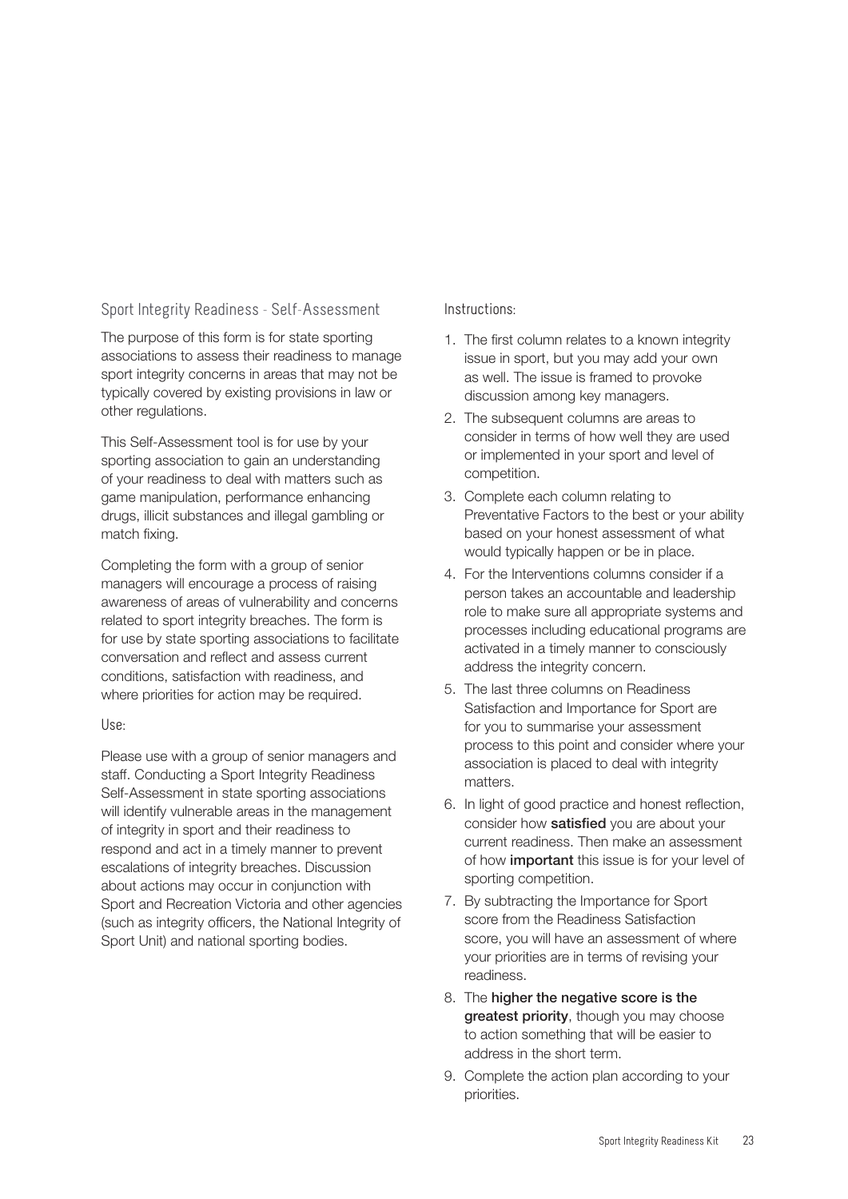## Sport Integrity Readiness - Self-Assessment

The purpose of this form is for state sporting associations to assess their readiness to manage sport integrity concerns in areas that may not be typically covered by existing provisions in law or other regulations.

This Self-Assessment tool is for use by your sporting association to gain an understanding of your readiness to deal with matters such as game manipulation, performance enhancing drugs, illicit substances and illegal gambling or match fixing.

Completing the form with a group of senior managers will encourage a process of raising awareness of areas of vulnerability and concerns related to sport integrity breaches. The form is for use by state sporting associations to facilitate conversation and reflect and assess current conditions, satisfaction with readiness, and where priorities for action may be required.

### Use:

Please use with a group of senior managers and staff. Conducting a Sport Integrity Readiness Self-Assessment in state sporting associations will identify vulnerable areas in the management of integrity in sport and their readiness to respond and act in a timely manner to prevent escalations of integrity breaches. Discussion about actions may occur in conjunction with Sport and Recreation Victoria and other agencies (such as integrity officers, the National Integrity of Sport Unit) and national sporting bodies.

### Instructions:

1. The first column relates to a known integrity issue in sport, but you may add your own as well. The issue is framed to provoke discussion among key managers.
2. The subsequent columns are areas to consider in terms of how well they are used or implemented in your sport and level of competition.
3. Complete each column relating to Preventative Factors to the best or your ability based on your honest assessment of what would typically happen or be in place.
4. For the Interventions columns consider if a person takes an accountable and leadership role to make sure all appropriate systems and processes including educational programs are activated in a timely manner to consciously address the integrity concern.
5. The last three columns on Readiness Satisfaction and Importance for Sport are for you to summarise your assessment process to this point and consider where your association is placed to deal with integrity matters.
6. In light of good practice and honest reflection, consider how **satisfied** you are about your current readiness. Then make an assessment of how **important** this issue is for your level of sporting competition.
7. By subtracting the Importance for Sport score from the Readiness Satisfaction score, you will have an assessment of where your priorities are in terms of revising your readiness.
8. The **higher the negative score is the greatest priority**, though you may choose to action something that will be easier to address in the short term.
9. Complete the action plan according to your priorities.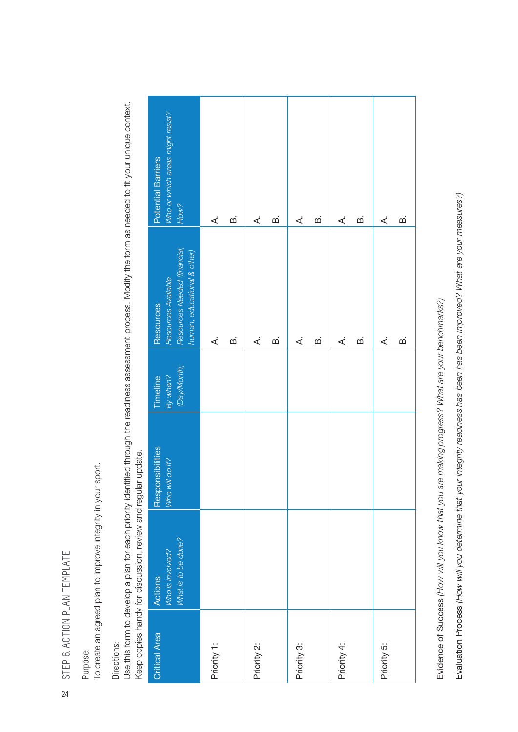# STEP 6. ACTION PLAN TEMPLATE

Purpose:
To create an agreed plan to improve integrity in your sport.

Directions:
Use this form to develop a plan for each priority identified through the readiness assessment process. Modify the form as needed to fit your unique context. Keep copies handy for discussion, review and regular update.

| Critical Area | Actions *Who is involved? What is to be done?* | Responsibilities *Who will do it?* | Timeline *By when? (Day/Month)* | Resources *Resources Available Resources Needed (financial, human, educational & other)* | Potential Barriers *Who or which areas might resist? How?* |
|---|---|---|---|---|---|
| Priority 1: | | | | A.<br>B. | A.<br>B. |
| Priority 2: | | | | A.<br>B. | A.<br>B. |
| Priority 3: | | | | A.<br>B. | A.<br>B. |
| Priority 4: | | | | A.<br>B. | A.<br>B. |
| Priority 5: | | | | A.<br>B. | A.<br>B. |

Evidence of Success *(How will you know that you are making progress? What are your benchmarks?)*

Evaluation Process *(How will you determine that your integrity readiness has been has been improved? What are your measures?)*